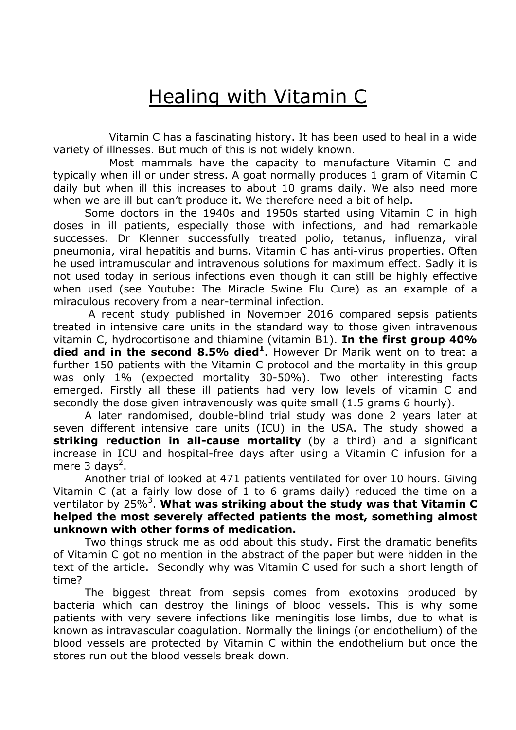# Healing with Vitamin C

Vitamin C has a fascinating history. It has been used to heal in a wide variety of illnesses. But much of this is not widely known.

Most mammals have the capacity to manufacture Vitamin C and typically when ill or under stress. A goat normally produces 1 gram of Vitamin C daily but when ill this increases to about 10 grams daily. We also need more when we are ill but can't produce it. We therefore need a bit of help.

Some doctors in the 1940s and 1950s started using Vitamin C in high doses in ill patients, especially those with infections, and had remarkable successes. Dr Klenner successfully treated polio, tetanus, influenza, viral pneumonia, viral hepatitis and burns. Vitamin C has anti-virus properties. Often he used intramuscular and intravenous solutions for maximum effect. Sadly it is not used today in serious infections even though it can still be highly effective when used (see Youtube: The Miracle Swine Flu Cure) as an example of a miraculous recovery from a near-terminal infection.

A recent study published in November 2016 compared sepsis patients treated in intensive care units in the standard way to those given intravenous vitamin C, hydrocortisone and thiamine (vitamin B1). **In the first group 40% died and in the second 8.5% died[1]**. However Dr Marik went on to treat a further 150 patients with the Vitamin C protocol and the mortality in this group was only 1% (expected mortality 30-50%). Two other interesting facts emerged. Firstly all these ill patients had very low levels of vitamin C and secondly the dose given intravenously was quite small (1.5 grams 6 hourly).

A later randomised, double-blind trial study was done 2 years later at seven different intensive care units (ICU) in the USA. The study showed a **striking reduction in all-cause mortality** (by a third) and a significant increase in ICU and hospital-free days after using a Vitamin C infusion for a mere 3 days[2].

Another trial of looked at 471 patients ventilated for over 10 hours. Giving Vitamin C (at a fairly low dose of 1 to 6 grams daily) reduced the time on a ventilator by 25%[3]. **What was striking about the study was that Vitamin C helped the most severely affected patients the most, something almost unknown with other forms of medication.**

Two things struck me as odd about this study. First the dramatic benefits of Vitamin C got no mention in the abstract of the paper but were hidden in the text of the article. Secondly why was Vitamin C used for such a short length of time?

The biggest threat from sepsis comes from exotoxins produced by bacteria which can destroy the linings of blood vessels. This is why some patients with very severe infections like meningitis lose limbs, due to what is known as intravascular coagulation. Normally the linings (or endothelium) of the blood vessels are protected by Vitamin C within the endothelium but once the stores run out the blood vessels break down.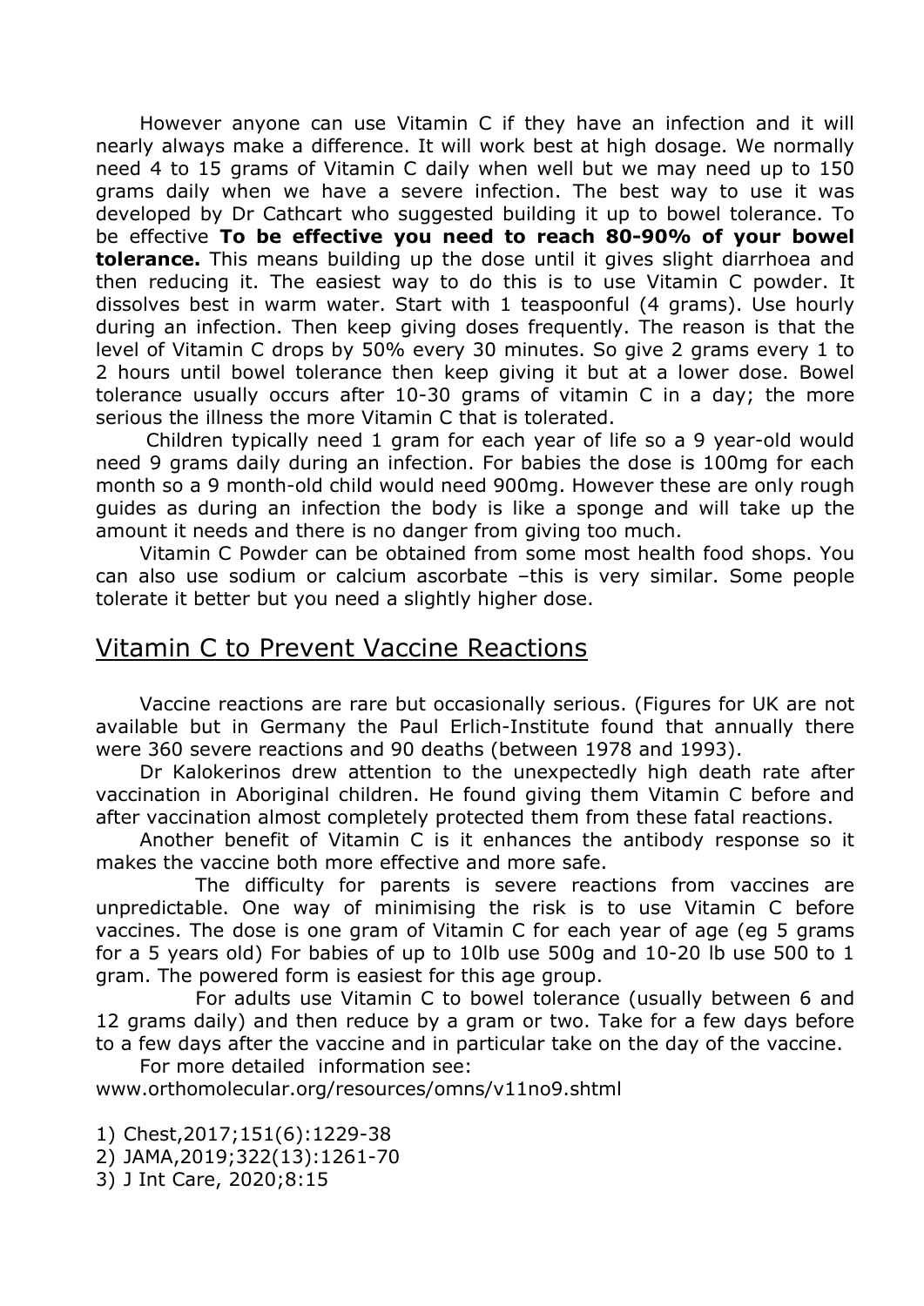However anyone can use Vitamin C if they have an infection and it will nearly always make a difference. It will work best at high dosage. We normally need 4 to 15 grams of Vitamin C daily when well but we may need up to 150 grams daily when we have a severe infection. The best way to use it was developed by Dr Cathcart who suggested building it up to bowel tolerance. To be effective **To be effective you need to reach 80-90% of your bowel tolerance.** This means building up the dose until it gives slight diarrhoea and then reducing it. The easiest way to do this is to use Vitamin C powder. It dissolves best in warm water. Start with 1 teaspoonful (4 grams). Use hourly during an infection. Then keep giving doses frequently. The reason is that the level of Vitamin C drops by 50% every 30 minutes. So give 2 grams every 1 to 2 hours until bowel tolerance then keep giving it but at a lower dose. Bowel tolerance usually occurs after 10-30 grams of vitamin C in a day; the more serious the illness the more Vitamin C that is tolerated.

Children typically need 1 gram for each year of life so a 9 year-old would need 9 grams daily during an infection. For babies the dose is 100mg for each month so a 9 month-old child would need 900mg. However these are only rough guides as during an infection the body is like a sponge and will take up the amount it needs and there is no danger from giving too much.

Vitamin C Powder can be obtained from some most health food shops. You can also use sodium or calcium ascorbate –this is very similar. Some people tolerate it better but you need a slightly higher dose.

## Vitamin C to Prevent Vaccine Reactions

Vaccine reactions are rare but occasionally serious. (Figures for UK are not available but in Germany the Paul Erlich-Institute found that annually there were 360 severe reactions and 90 deaths (between 1978 and 1993).

Dr Kalokerinos drew attention to the unexpectedly high death rate after vaccination in Aboriginal children. He found giving them Vitamin C before and after vaccination almost completely protected them from these fatal reactions.

Another benefit of Vitamin C is it enhances the antibody response so it makes the vaccine both more effective and more safe.

The difficulty for parents is severe reactions from vaccines are unpredictable. One way of minimising the risk is to use Vitamin C before vaccines. The dose is one gram of Vitamin C for each year of age (eg 5 grams for a 5 years old) For babies of up to 10lb use 500g and 10-20 lb use 500 to 1 gram. The powered form is easiest for this age group.

For adults use Vitamin C to bowel tolerance (usually between 6 and 12 grams daily) and then reduce by a gram or two. Take for a few days before to a few days after the vaccine and in particular take on the day of the vaccine.

For more detailed information see:
www.orthomolecular.org/resources/omns/v11no9.shtml

1) Chest,2017;151(6):1229-38
2) JAMA,2019;322(13):1261-70
3) J Int Care, 2020;8:15